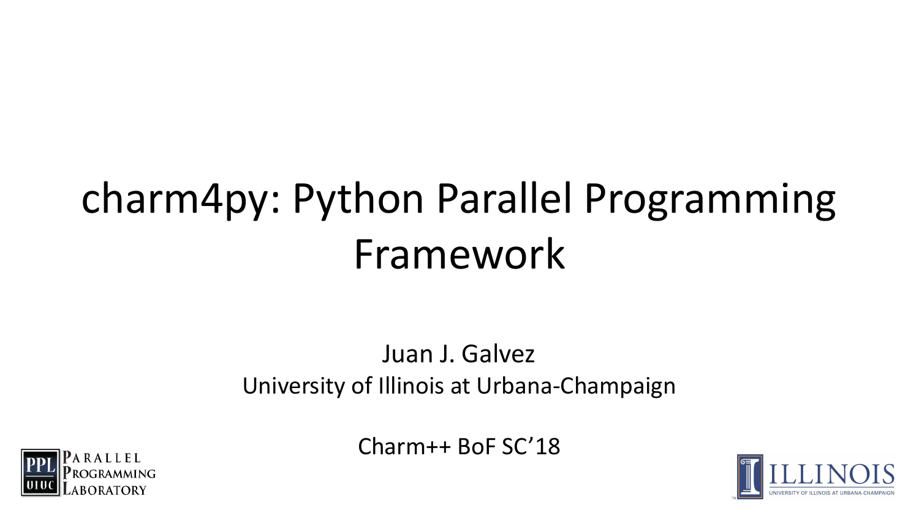# charm4py: Python Parallel Programming Framework

Juan J. Galvez

University of Illinois at Urbana-Champaign

Charm++ BoF SC’18

PARALLEL PROGRAMMING LABORATORY

ILLINOIS

UNIVERSITY OF ILLINOIS AT URBANA-CHAMPAIGN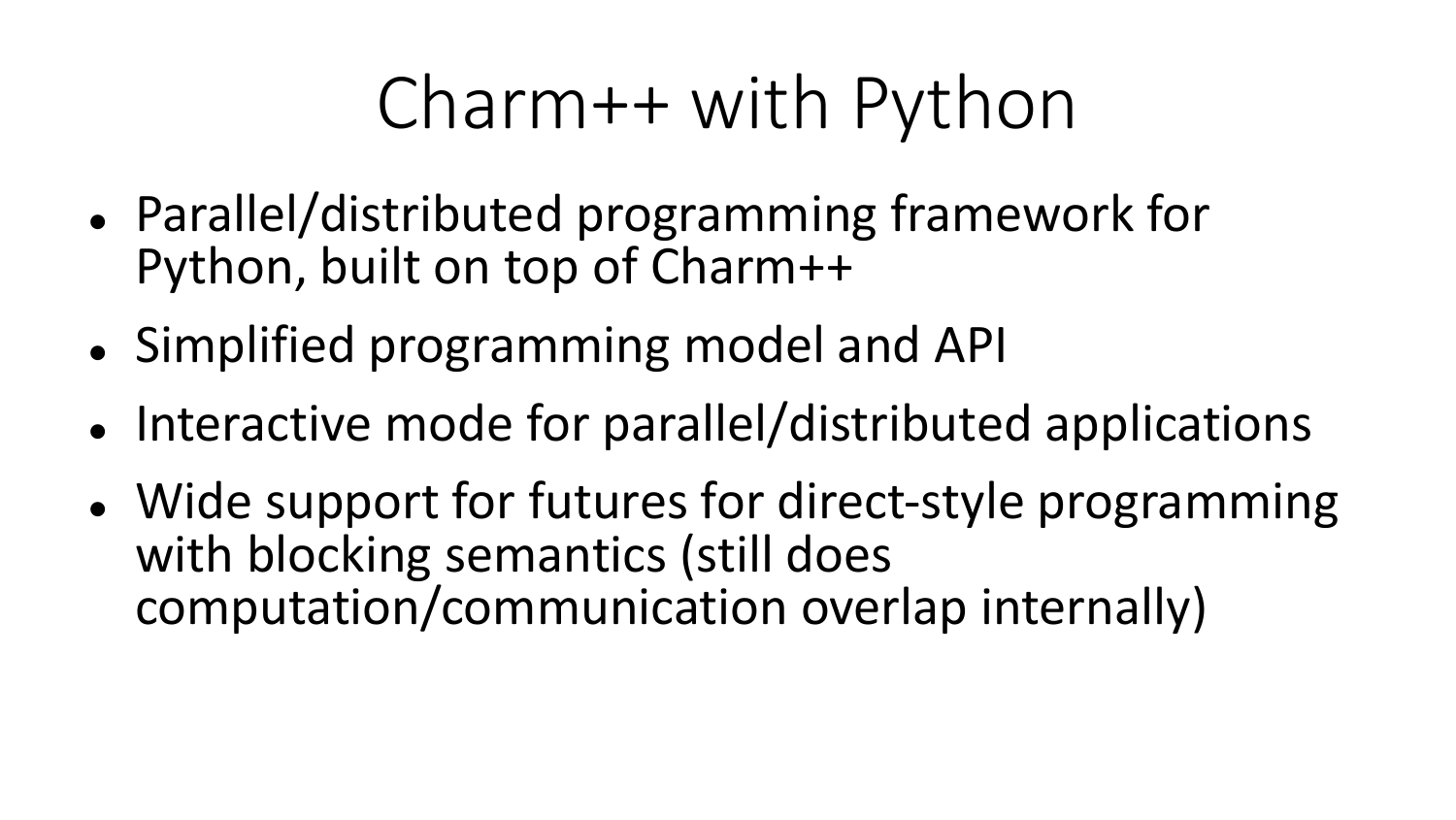# Charm++ with Python

- Parallel/distributed programming framework for Python, built on top of Charm++
- Simplified programming model and API
- Interactive mode for parallel/distributed applications
- Wide support for futures for direct-style programming with blocking semantics (still does computation/communication overlap internally)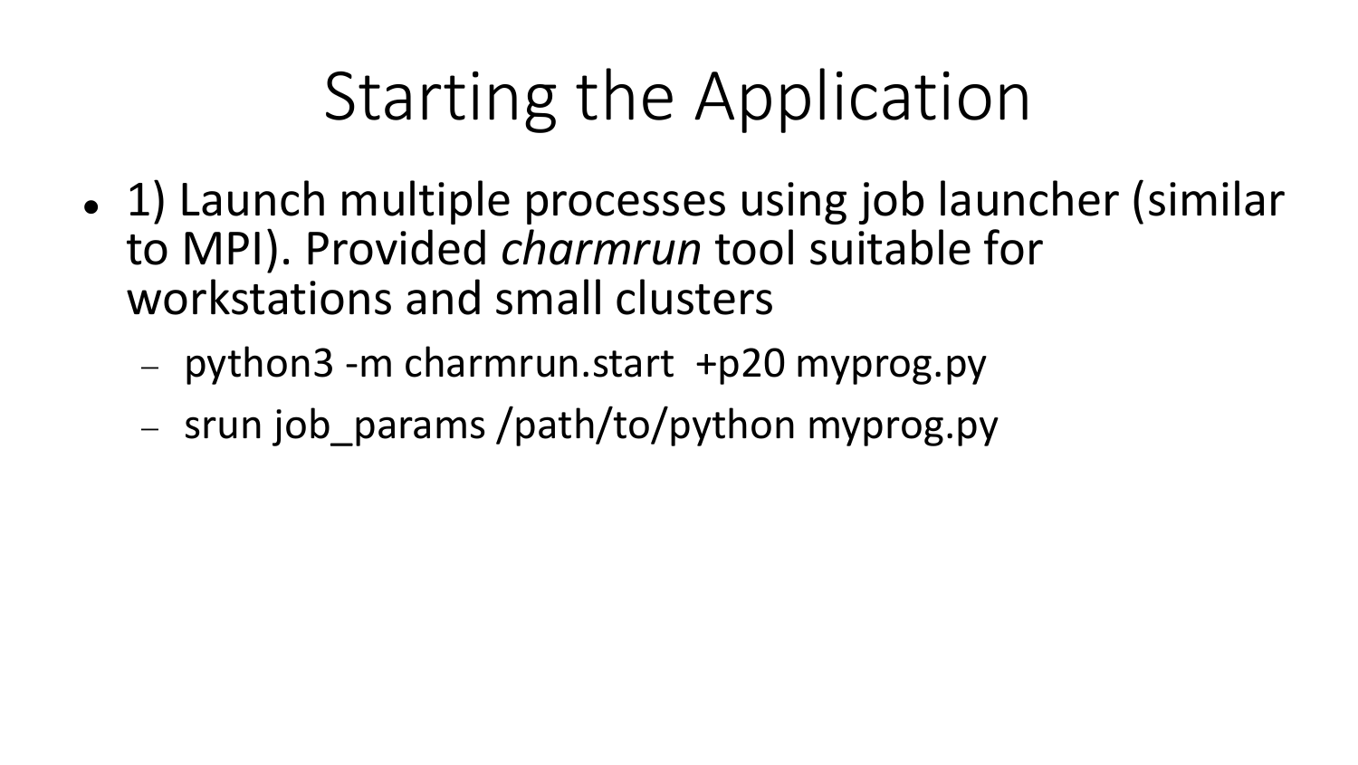# Starting the Application

- 1) Launch multiple processes using job launcher (similar to MPI). Provided *charmrun* tool suitable for workstations and small clusters
  - python3 -m charmrun.start +p20 myprog.py
  - srun job_params /path/to/python myprog.py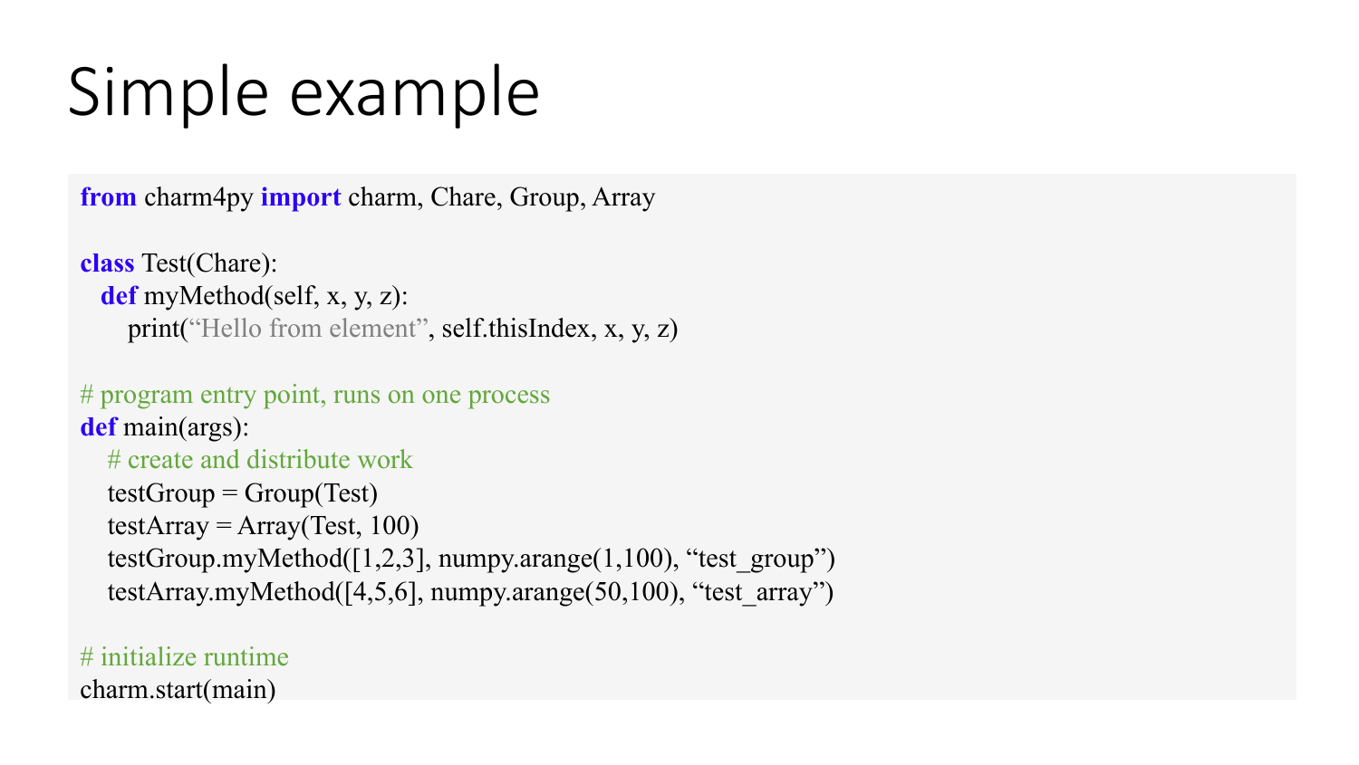# Simple example

```python
from charm4py import charm, Chare, Group, Array

class Test(Chare):
  def myMethod(self, x, y, z):
     print("Hello from element", self.thisIndex, x, y, z)

# program entry point, runs on one process
def main(args):
    # create and distribute work
    testGroup = Group(Test)
    testArray = Array(Test, 100)
    testGroup.myMethod([1,2,3], numpy.arange(1,100), "test_group")
    testArray.myMethod([4,5,6], numpy.arange(50,100), "test_array")

# initialize runtime
charm.start(main)
```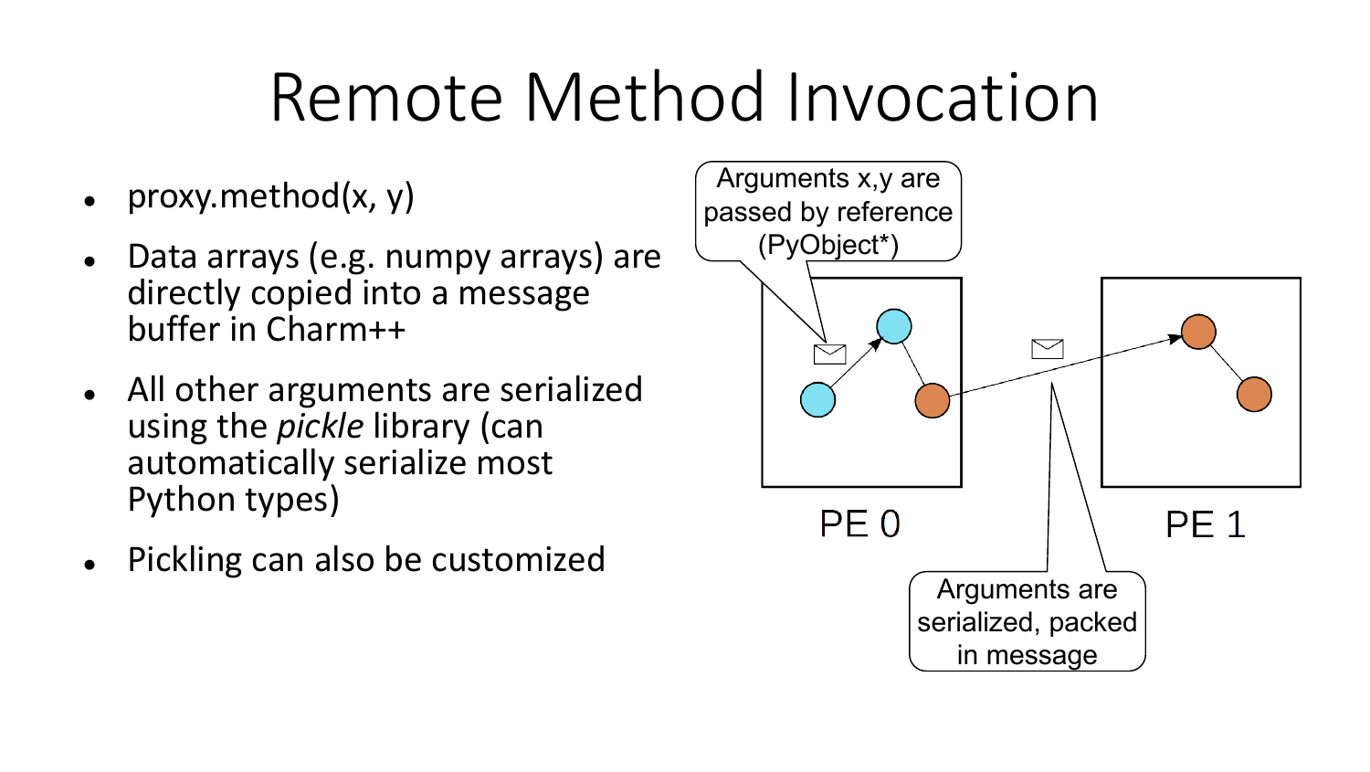# Remote Method Invocation

- proxy.method(x, y)
- Data arrays (e.g. numpy arrays) are directly copied into a message buffer in Charm++
- All other arguments are serialized using the *pickle* library (can automatically serialize most Python types)
- Pickling can also be customized

Arguments x,y are passed by reference (PyObject*)

PE 0

PE 1

Arguments are serialized, packed in message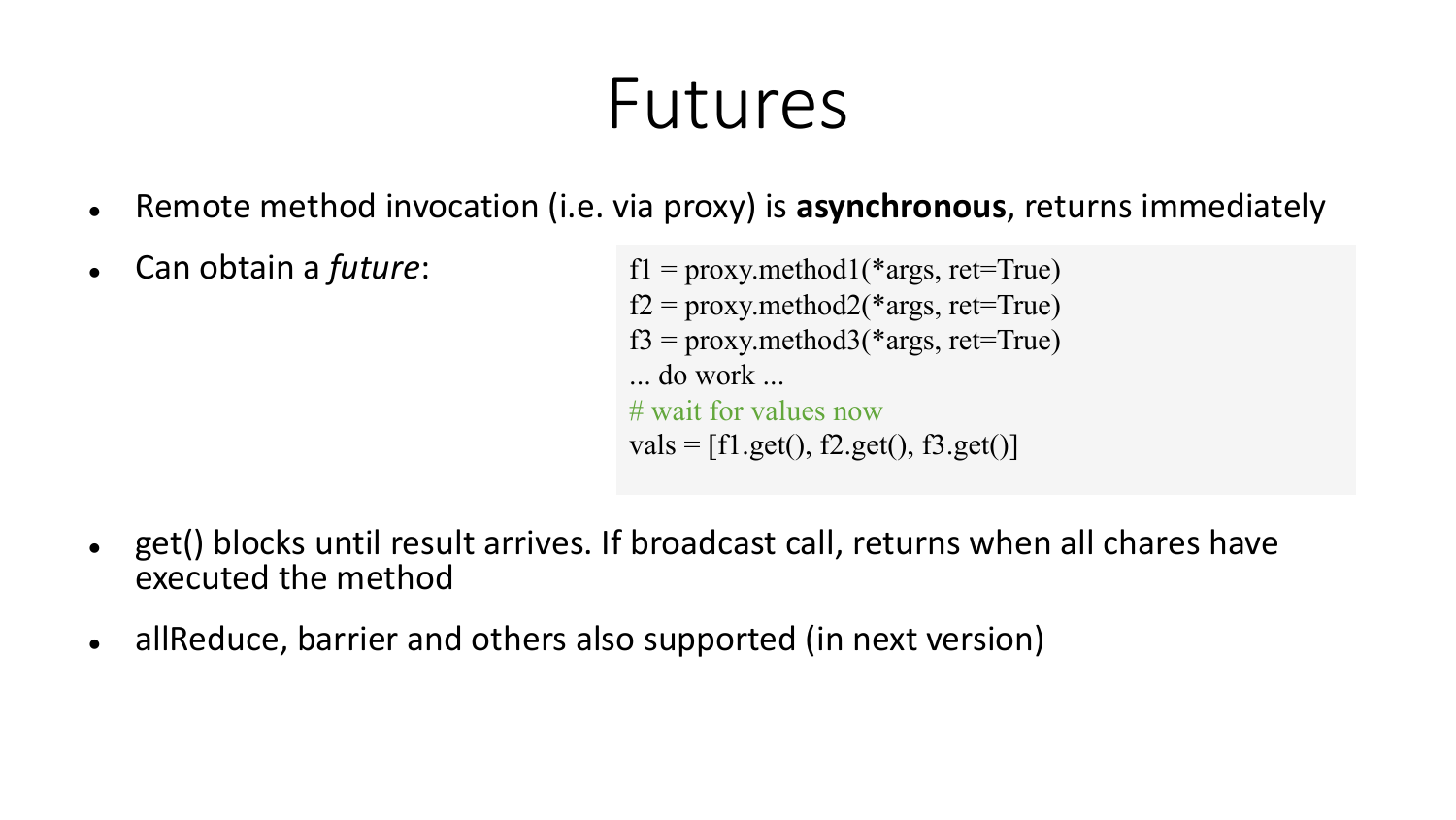# Futures

- Remote method invocation (i.e. via proxy) is **asynchronous**, returns immediately
- Can obtain a *future*:

```
f1 = proxy.method1(*args, ret=True)
f2 = proxy.method2(*args, ret=True)
f3 = proxy.method3(*args, ret=True)
... do work ...
# wait for values now
vals = [f1.get(), f2.get(), f3.get()]
```

- get() blocks until result arrives. If broadcast call, returns when all chares have executed the method
- allReduce, barrier and others also supported (in next version)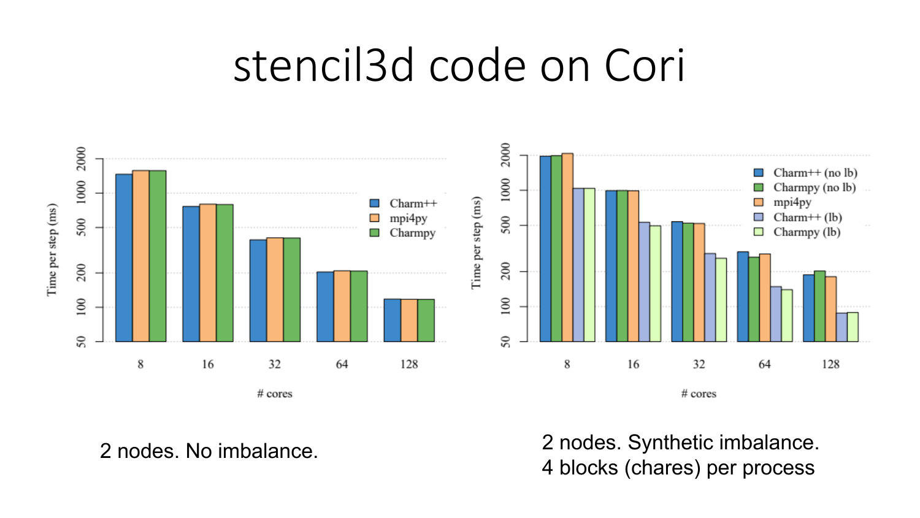# stencil3d code on Cori

2 nodes. No imbalance.

2 nodes. Synthetic imbalance.
4 blocks (chares) per process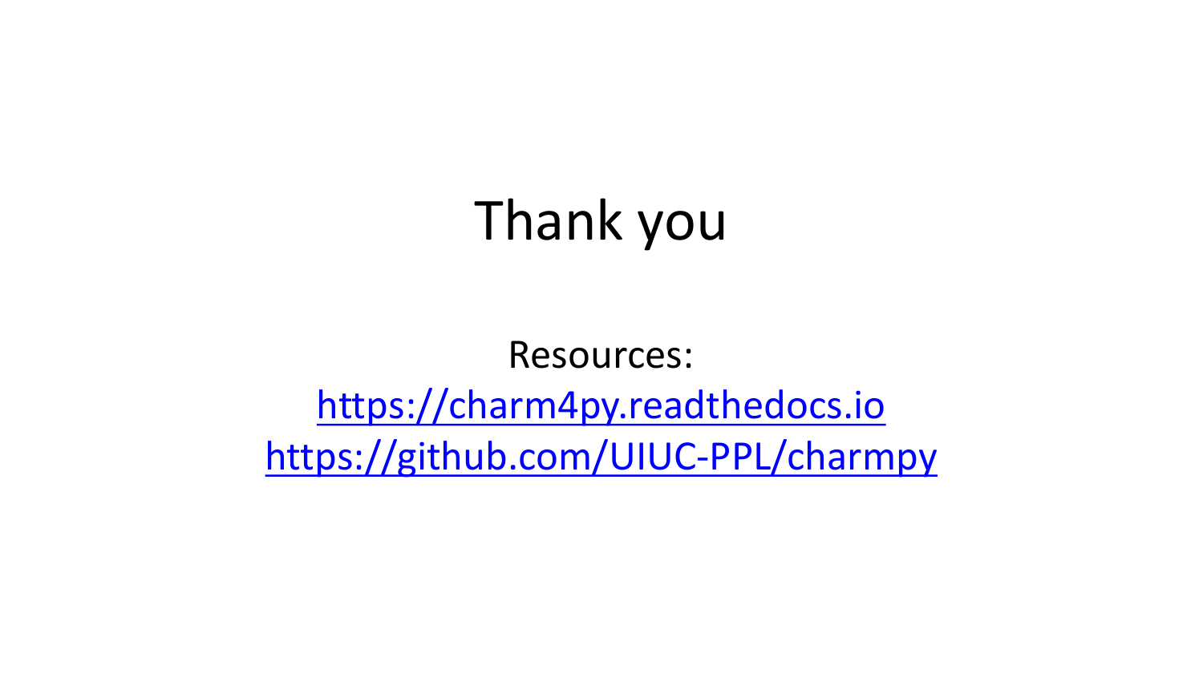# Thank you

Resources:

https://charm4py.readthedocs.io

https://github.com/UIUC-PPL/charmpy